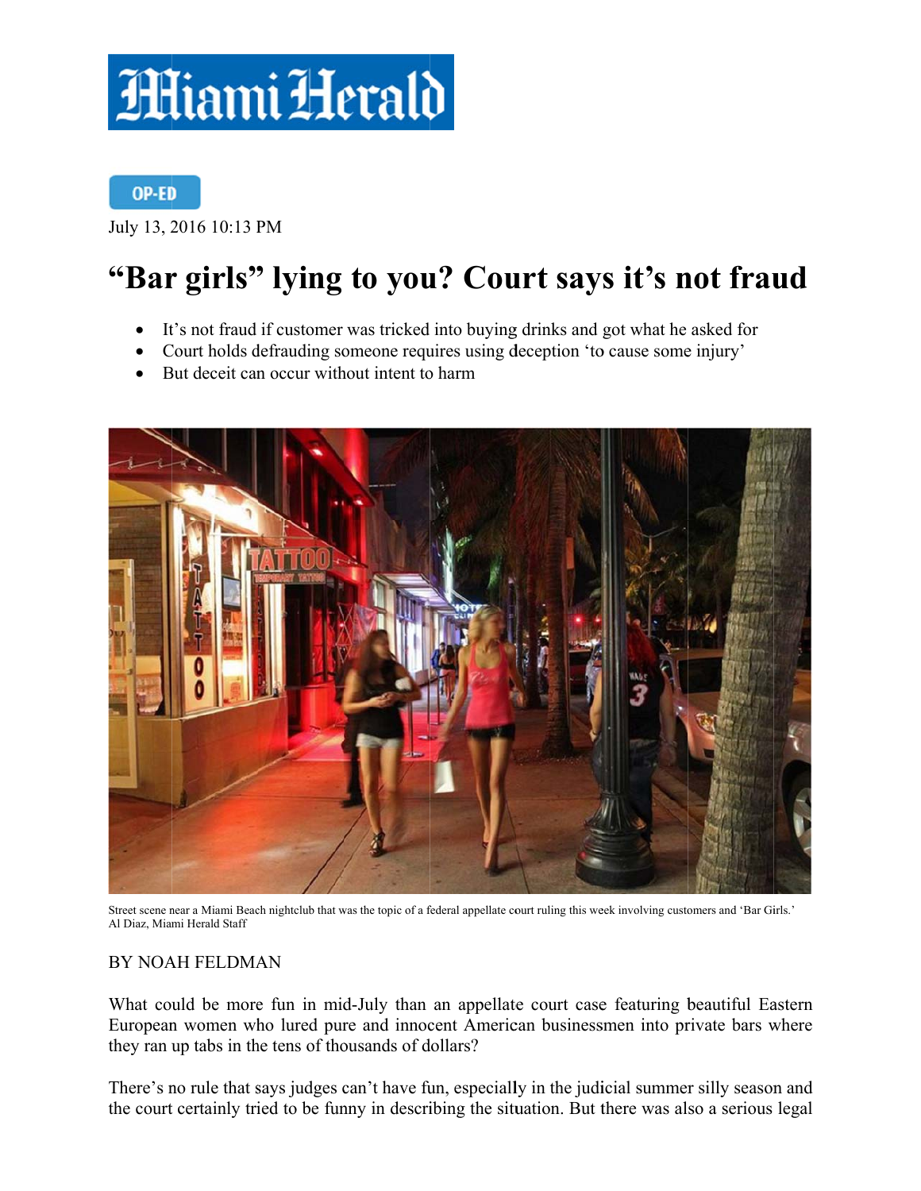Miami Herald

OP-ED

July 13, 2016 10:13 PM

# "Bar girls" lying to you? Court says it's not fraud

- It's not fraud if customer was tricked into buying drinks and got what he asked for
- Court holds defrauding someone requires using deception 'to cause some injury'
- But deceit can occur without intent to harm

Street scene near a Miami Beach nightclub that was the topic of a federal appellate court ruling this week involving customers and 'Bar Girls.'
Al Diaz, Miami Herald Staff

BY NOAH FELDMAN

What could be more fun in mid-July than an appellate court case featuring beautiful Eastern European women who lured pure and innocent American businessmen into private bars where they ran up tabs in the tens of thousands of dollars?

There's no rule that says judges can't have fun, especially in the judicial summer silly season and the court certainly tried to be funny in describing the situation. But there was also a serious legal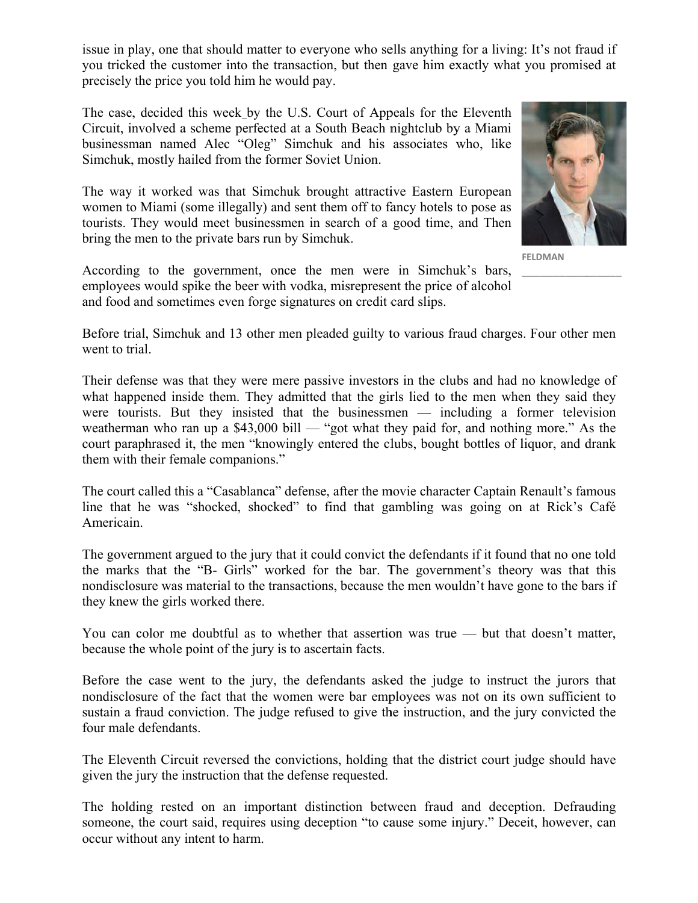issue in play, one that should matter to everyone who sells anything for a living: It's not fraud if you tricked the customer into the transaction, but then gave him exactly what you promised at precisely the price you told him he would pay.

The case, decided this week by the U.S. Court of Appeals for the Eleventh Circuit, involved a scheme perfected at a South Beach nightclub by a Miami businessman named Alec "Oleg" Simchuk and his associates who, like Simchuk, mostly hailed from the former Soviet Union.

The way it worked was that Simchuk brought attractive Eastern European women to Miami (some illegally) and sent them off to fancy hotels to pose as tourists. They would meet businessmen in search of a good time, and Then bring the men to the private bars run by Simchuk.

FELDMAN

According to the government, once the men were in Simchuk's bars, employees would spike the beer with vodka, misrepresent the price of alcohol and food and sometimes even forge signatures on credit card slips.

Before trial, Simchuk and 13 other men pleaded guilty to various fraud charges. Four other men went to trial.

Their defense was that they were mere passive investors in the clubs and had no knowledge of what happened inside them. They admitted that the girls lied to the men when they said they were tourists. But they insisted that the businessmen — including a former television weatherman who ran up a $43,000 bill — "got what they paid for, and nothing more." As the court paraphrased it, the men "knowingly entered the clubs, bought bottles of liquor, and drank them with their female companions."

The court called this a "Casablanca" defense, after the movie character Captain Renault's famous line that he was "shocked, shocked" to find that gambling was going on at Rick's Café Americain.

The government argued to the jury that it could convict the defendants if it found that no one told the marks that the "B- Girls" worked for the bar. The government's theory was that this nondisclosure was material to the transactions, because the men wouldn't have gone to the bars if they knew the girls worked there.

You can color me doubtful as to whether that assertion was true — but that doesn't matter, because the whole point of the jury is to ascertain facts.

Before the case went to the jury, the defendants asked the judge to instruct the jurors that nondisclosure of the fact that the women were bar employees was not on its own sufficient to sustain a fraud conviction. The judge refused to give the instruction, and the jury convicted the four male defendants.

The Eleventh Circuit reversed the convictions, holding that the district court judge should have given the jury the instruction that the defense requested.

The holding rested on an important distinction between fraud and deception. Defrauding someone, the court said, requires using deception "to cause some injury." Deceit, however, can occur without any intent to harm.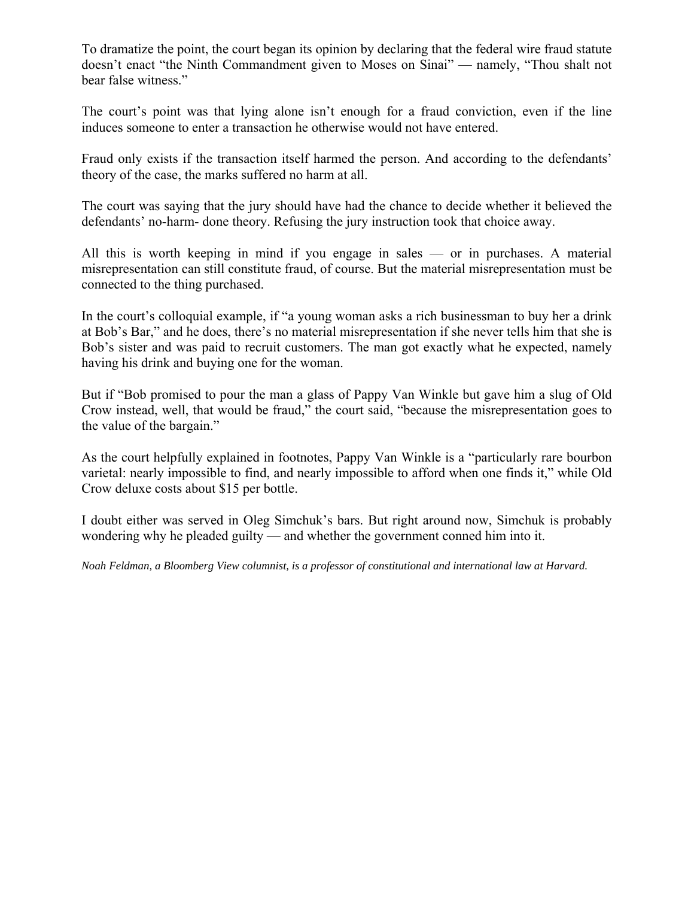To dramatize the point, the court began its opinion by declaring that the federal wire fraud statute doesn't enact "the Ninth Commandment given to Moses on Sinai" — namely, "Thou shalt not bear false witness."

The court's point was that lying alone isn't enough for a fraud conviction, even if the line induces someone to enter a transaction he otherwise would not have entered.

Fraud only exists if the transaction itself harmed the person. And according to the defendants' theory of the case, the marks suffered no harm at all.

The court was saying that the jury should have had the chance to decide whether it believed the defendants' no-harm- done theory. Refusing the jury instruction took that choice away.

All this is worth keeping in mind if you engage in sales — or in purchases. A material misrepresentation can still constitute fraud, of course. But the material misrepresentation must be connected to the thing purchased.

In the court's colloquial example, if "a young woman asks a rich businessman to buy her a drink at Bob's Bar," and he does, there's no material misrepresentation if she never tells him that she is Bob's sister and was paid to recruit customers. The man got exactly what he expected, namely having his drink and buying one for the woman.

But if "Bob promised to pour the man a glass of Pappy Van Winkle but gave him a slug of Old Crow instead, well, that would be fraud," the court said, "because the misrepresentation goes to the value of the bargain."

As the court helpfully explained in footnotes, Pappy Van Winkle is a "particularly rare bourbon varietal: nearly impossible to find, and nearly impossible to afford when one finds it," while Old Crow deluxe costs about $15 per bottle.

I doubt either was served in Oleg Simchuk's bars. But right around now, Simchuk is probably wondering why he pleaded guilty — and whether the government conned him into it.

*Noah Feldman, a Bloomberg View columnist, is a professor of constitutional and international law at Harvard.*